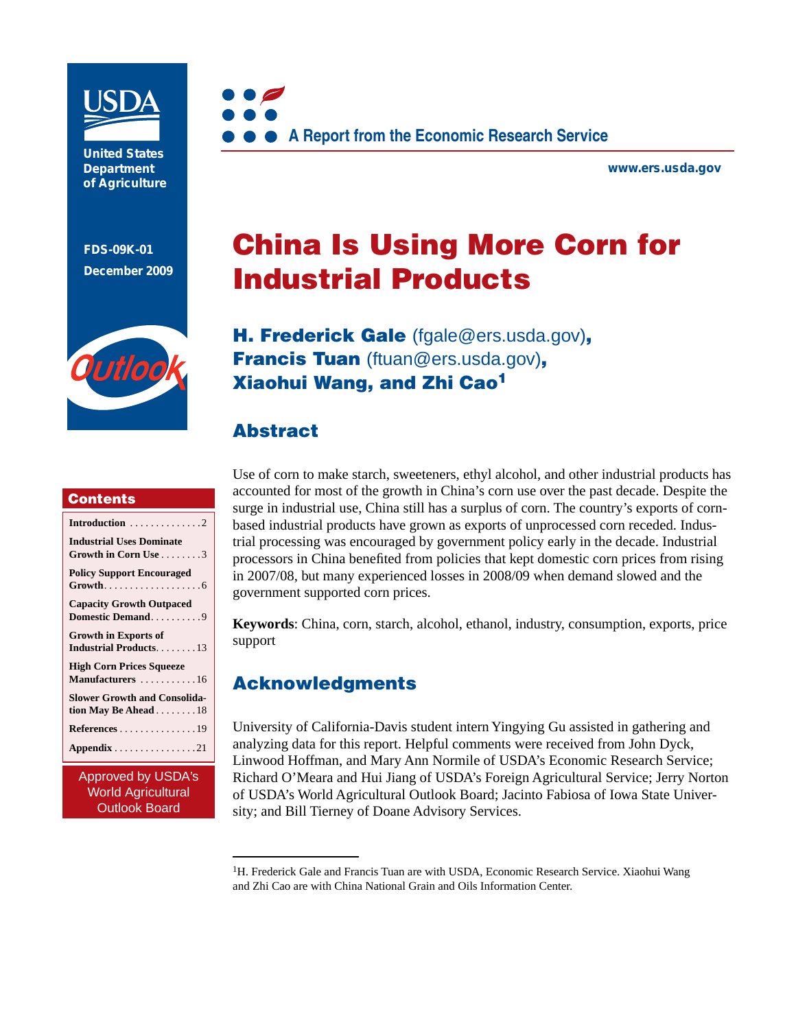United States Department of Agriculture

FDS-09K-01
December 2009

Outlook

A Report from the Economic Research Service

www.ers.usda.gov

# China Is Using More Corn for Industrial Products

**H. Frederick Gale** (fgale@ers.usda.gov), **Francis Tuan** (ftuan@ers.usda.gov), **Xiaohui Wang, and Zhi Cao**[1]

## Contents

- Introduction .............. 2
- Industrial Uses Dominate Growth in Corn Use ........ 3
- Policy Support Encouraged Growth .................... 6
- Capacity Growth Outpaced Domestic Demand .......... 9
- Growth in Exports of Industrial Products ........ 13
- High Corn Prices Squeeze Manufacturers ........... 16
- Slower Growth and Consolidation May Be Ahead ........ 18
- References ............... 19
- Appendix ................ 21

Approved by USDA's World Agricultural Outlook Board

## Abstract

Use of corn to make starch, sweeteners, ethyl alcohol, and other industrial products has accounted for most of the growth in China's corn use over the past decade. Despite the surge in industrial use, China still has a surplus of corn. The country's exports of corn-based industrial products have grown as exports of unprocessed corn receded. Industrial processing was encouraged by government policy early in the decade. Industrial processors in China benefited from policies that kept domestic corn prices from rising in 2007/08, but many experienced losses in 2008/09 when demand slowed and the government supported corn prices.

**Keywords**: China, corn, starch, alcohol, ethanol, industry, consumption, exports, price support

## Acknowledgments

University of California-Davis student intern Yingying Gu assisted in gathering and analyzing data for this report. Helpful comments were received from John Dyck, Linwood Hoffman, and Mary Ann Normile of USDA's Economic Research Service; Richard O'Meara and Hui Jiang of USDA's Foreign Agricultural Service; Jerry Norton of USDA's World Agricultural Outlook Board; Jacinto Fabiosa of Iowa State University; and Bill Tierney of Doane Advisory Services.

[1]H. Frederick Gale and Francis Tuan are with USDA, Economic Research Service. Xiaohui Wang and Zhi Cao are with China National Grain and Oils Information Center.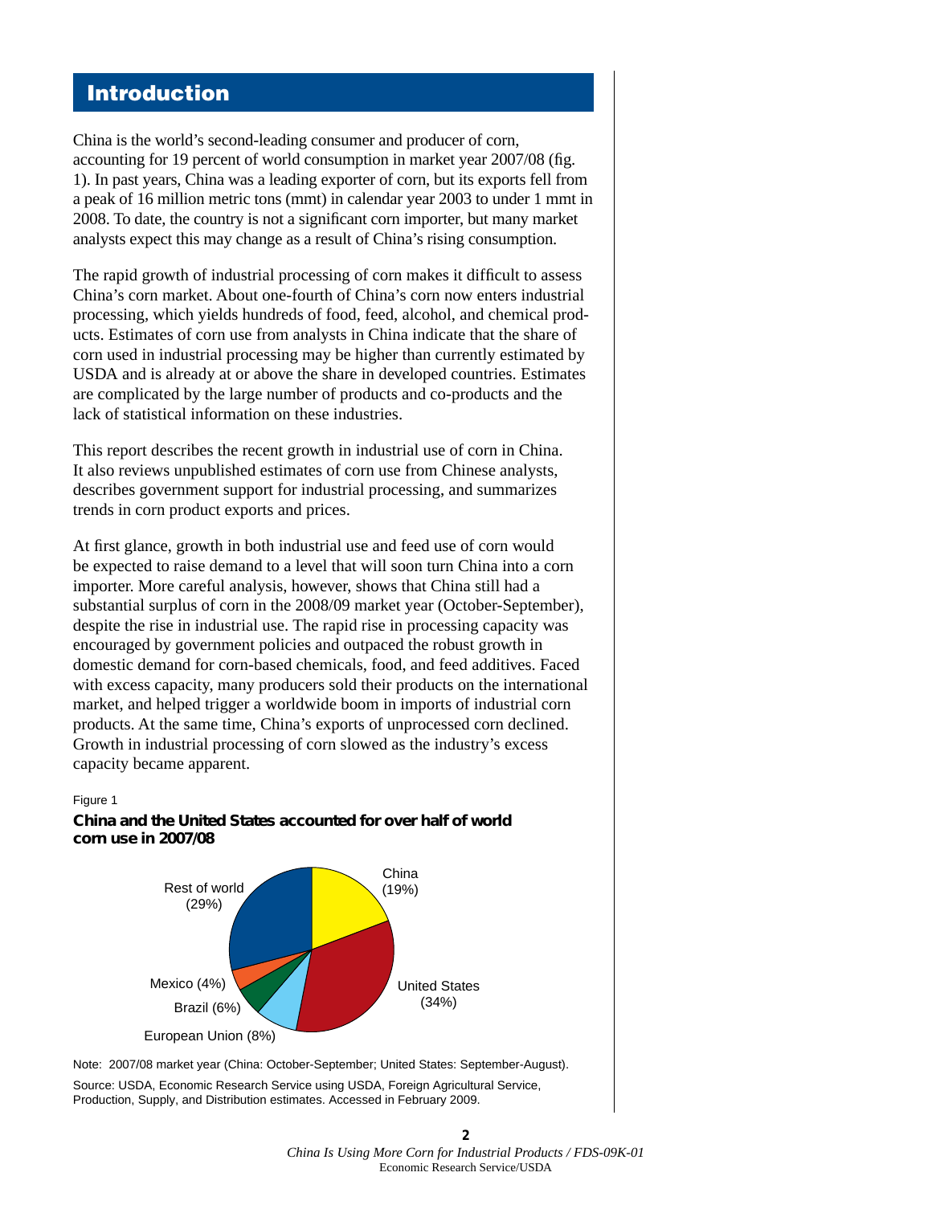# Introduction

China is the world's second-leading consumer and producer of corn, accounting for 19 percent of world consumption in market year 2007/08 (fig. 1). In past years, China was a leading exporter of corn, but its exports fell from a peak of 16 million metric tons (mmt) in calendar year 2003 to under 1 mmt in 2008. To date, the country is not a significant corn importer, but many market analysts expect this may change as a result of China's rising consumption.

The rapid growth of industrial processing of corn makes it difficult to assess China's corn market. About one-fourth of China's corn now enters industrial processing, which yields hundreds of food, feed, alcohol, and chemical products. Estimates of corn use from analysts in China indicate that the share of corn used in industrial processing may be higher than currently estimated by USDA and is already at or above the share in developed countries. Estimates are complicated by the large number of products and co-products and the lack of statistical information on these industries.

This report describes the recent growth in industrial use of corn in China. It also reviews unpublished estimates of corn use from Chinese analysts, describes government support for industrial processing, and summarizes trends in corn product exports and prices.

At first glance, growth in both industrial use and feed use of corn would be expected to raise demand to a level that will soon turn China into a corn importer. More careful analysis, however, shows that China still had a substantial surplus of corn in the 2008/09 market year (October-September), despite the rise in industrial use. The rapid rise in processing capacity was encouraged by government policies and outpaced the robust growth in domestic demand for corn-based chemicals, food, and feed additives. Faced with excess capacity, many producers sold their products on the international market, and helped trigger a worldwide boom in imports of industrial corn products. At the same time, China's exports of unprocessed corn declined. Growth in industrial processing of corn slowed as the industry's excess capacity became apparent.

Figure 1

**China and the United States accounted for over half of world corn use in 2007/08**

China (19%)
United States (34%)
European Union (8%)
Brazil (6%)
Mexico (4%)
Rest of world (29%)

Note: 2007/08 market year (China: October-September; United States: September-August).

Source: USDA, Economic Research Service using USDA, Foreign Agricultural Service, Production, Supply, and Distribution estimates. Accessed in February 2009.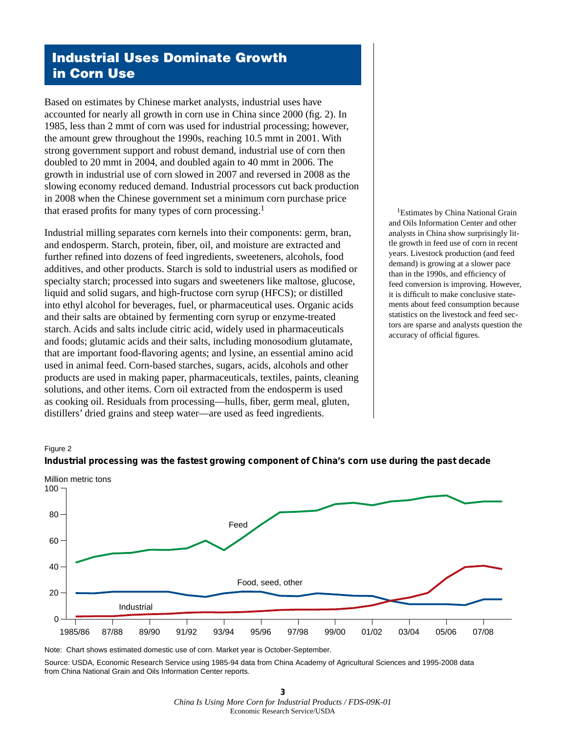## Industrial Uses Dominate Growth in Corn Use

Based on estimates by Chinese market analysts, industrial uses have accounted for nearly all growth in corn use in China since 2000 (fig. 2). In 1985, less than 2 mmt of corn was used for industrial processing; however, the amount grew throughout the 1990s, reaching 10.5 mmt in 2001. With strong government support and robust demand, industrial use of corn then doubled to 20 mmt in 2004, and doubled again to 40 mmt in 2006. The growth in industrial use of corn slowed in 2007 and reversed in 2008 as the slowing economy reduced demand. Industrial processors cut back production in 2008 when the Chinese government set a minimum corn purchase price that erased profits for many types of corn processing.[1]

Industrial milling separates corn kernels into their components: germ, bran, and endosperm. Starch, protein, fiber, oil, and moisture are extracted and further refined into dozens of feed ingredients, sweeteners, alcohols, food additives, and other products. Starch is sold to industrial users as modified or specialty starch; processed into sugars and sweeteners like maltose, glucose, liquid and solid sugars, and high-fructose corn syrup (HFCS); or distilled into ethyl alcohol for beverages, fuel, or pharmaceutical uses. Organic acids and their salts are obtained by fermenting corn syrup or enzyme-treated starch. Acids and salts include citric acid, widely used in pharmaceuticals and foods; glutamic acids and their salts, including monosodium glutamate, that are important food-flavoring agents; and lysine, an essential amino acid used in animal feed. Corn-based starches, sugars, acids, alcohols and other products are used in making paper, pharmaceuticals, textiles, paints, cleaning solutions, and other items. Corn oil extracted from the endosperm is used as cooking oil. Residuals from processing—hulls, fiber, germ meal, gluten, distillers' dried grains and steep water—are used as feed ingredients.

[1]Estimates by China National Grain and Oils Information Center and other analysts in China show surprisingly little growth in feed use of corn in recent years. Livestock production (and feed demand) is growing at a slower pace than in the 1990s, and efficiency of feed conversion is improving. However, it is difficult to make conclusive statements about feed consumption because statistics on the livestock and feed sectors are sparse and analysts question the accuracy of official figures.

Figure 2

**Industrial processing was the fastest growing component of China's corn use during the past decade**

Million metric tons

Note: Chart shows estimated domestic use of corn. Market year is October-September.

Source: USDA, Economic Research Service using 1985-94 data from China Academy of Agricultural Sciences and 1995-2008 data from China National Grain and Oils Information Center reports.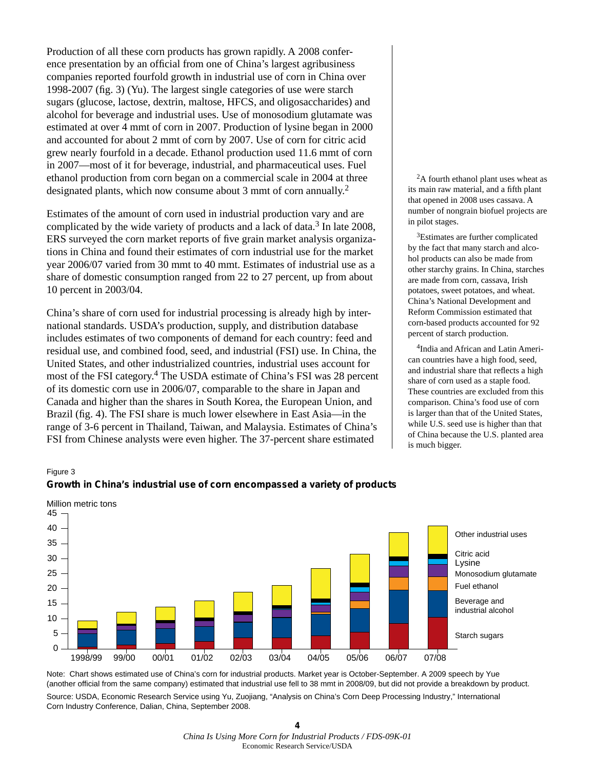Production of all these corn products has grown rapidly. A 2008 conference presentation by an official from one of China's largest agribusiness companies reported fourfold growth in industrial use of corn in China over 1998-2007 (fig. 3) (Yu). The largest single categories of use were starch sugars (glucose, lactose, dextrin, maltose, HFCS, and oligosaccharides) and alcohol for beverage and industrial uses. Use of monosodium glutamate was estimated at over 4 mmt of corn in 2007. Production of lysine began in 2000 and accounted for about 2 mmt of corn by 2007. Use of corn for citric acid grew nearly fourfold in a decade. Ethanol production used 11.6 mmt of corn in 2007—most of it for beverage, industrial, and pharmaceutical uses. Fuel ethanol production from corn began on a commercial scale in 2004 at three designated plants, which now consume about 3 mmt of corn annually.[2]

Estimates of the amount of corn used in industrial production vary and are complicated by the wide variety of products and a lack of data.[3] In late 2008, ERS surveyed the corn market reports of five grain market analysis organizations in China and found their estimates of corn industrial use for the market year 2006/07 varied from 30 mmt to 40 mmt. Estimates of industrial use as a share of domestic consumption ranged from 22 to 27 percent, up from about 10 percent in 2003/04.

China's share of corn used for industrial processing is already high by international standards. USDA's production, supply, and distribution database includes estimates of two components of demand for each country: feed and residual use, and combined food, seed, and industrial (FSI) use. In China, the United States, and other industrialized countries, industrial uses account for most of the FSI category.[4] The USDA estimate of China's FSI was 28 percent of its domestic corn use in 2006/07, comparable to the share in Japan and Canada and higher than the shares in South Korea, the European Union, and Brazil (fig. 4). The FSI share is much lower elsewhere in East Asia—in the range of 3-6 percent in Thailand, Taiwan, and Malaysia. Estimates of China's FSI from Chinese analysts were even higher. The 37-percent share estimated

[2]A fourth ethanol plant uses wheat as its main raw material, and a fifth plant that opened in 2008 uses cassava. A number of nongrain biofuel projects are in pilot stages.

[3]Estimates are further complicated by the fact that many starch and alcohol products can also be made from other starchy grains. In China, starches are made from corn, cassava, Irish potatoes, sweet potatoes, and wheat. China's National Development and Reform Commission estimated that corn-based products accounted for 92 percent of starch production.

[4]India and African and Latin American countries have a high food, seed, and industrial share that reflects a high share of corn used as a staple food. These countries are excluded from this comparison. China's food use of corn is larger than that of the United States, while U.S. seed use is higher than that of China because the U.S. planted area is much bigger.

Figure 3

**Growth in China's industrial use of corn encompassed a variety of products**

Note: Chart shows estimated use of China's corn for industrial products. Market year is October-September. A 2009 speech by Yue (another official from the same company) estimated that industrial use fell to 38 mmt in 2008/09, but did not provide a breakdown by product.

Source: USDA, Economic Research Service using Yu, Zuojiang, "Analysis on China's Corn Deep Processing Industry," International Corn Industry Conference, Dalian, China, September 2008.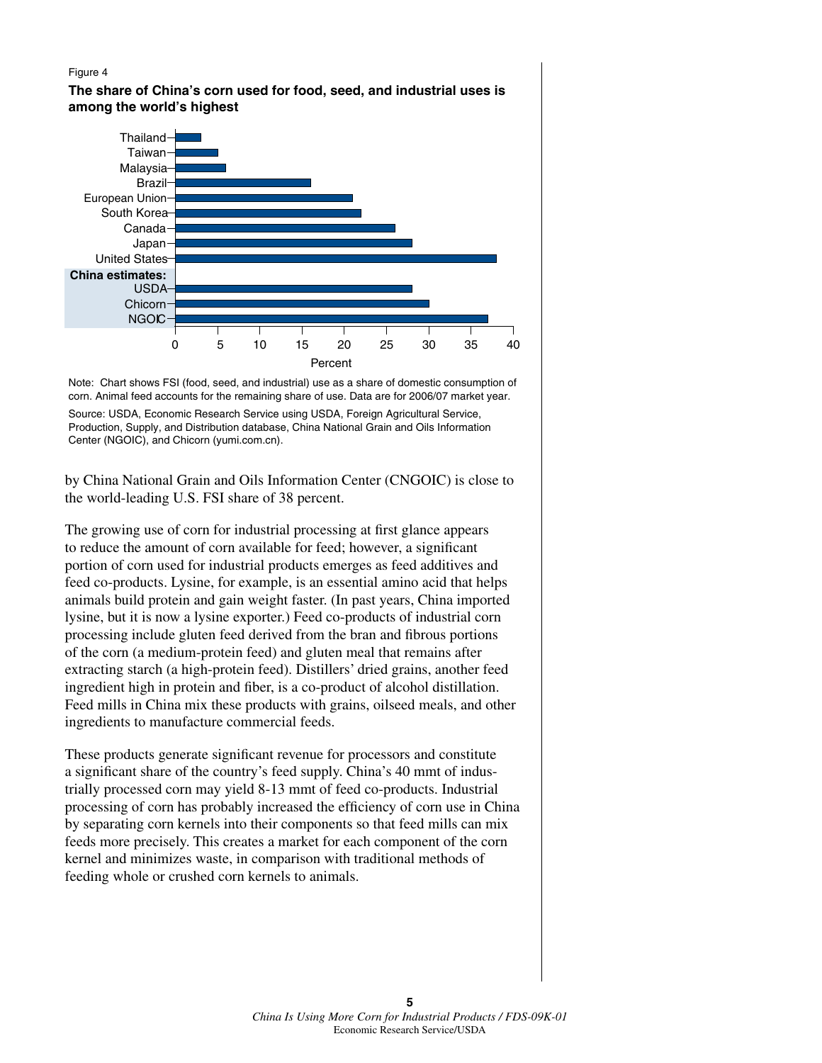Figure 4

**The share of China's corn used for food, seed, and industrial uses is among the world's highest**

| Country | Percent |
|---|---|
| Thailand | 3 |
| Taiwan | 5 |
| Malaysia | 6 |
| Brazil | 16 |
| European Union | 21 |
| South Korea | 22 |
| Canada | 26 |
| Japan | 28 |
| United States | 38 |
| **China estimates:** | |
| USDA | 28 |
| Chicorn | 30 |
| NGOIC | 37 |

Note: Chart shows FSI (food, seed, and industrial) use as a share of domestic consumption of corn. Animal feed accounts for the remaining share of use. Data are for 2006/07 market year.

Source: USDA, Economic Research Service using USDA, Foreign Agricultural Service, Production, Supply, and Distribution database, China National Grain and Oils Information Center (NGOIC), and Chicorn (yumi.com.cn).

by China National Grain and Oils Information Center (CNGOIC) is close to the world-leading U.S. FSI share of 38 percent.

The growing use of corn for industrial processing at first glance appears to reduce the amount of corn available for feed; however, a significant portion of corn used for industrial products emerges as feed additives and feed co-products. Lysine, for example, is an essential amino acid that helps animals build protein and gain weight faster. (In past years, China imported lysine, but it is now a lysine exporter.) Feed co-products of industrial corn processing include gluten feed derived from the bran and fibrous portions of the corn (a medium-protein feed) and gluten meal that remains after extracting starch (a high-protein feed). Distillers' dried grains, another feed ingredient high in protein and fiber, is a co-product of alcohol distillation. Feed mills in China mix these products with grains, oilseed meals, and other ingredients to manufacture commercial feeds.

These products generate significant revenue for processors and constitute a significant share of the country's feed supply. China's 40 mmt of industrially processed corn may yield 8-13 mmt of feed co-products. Industrial processing of corn has probably increased the efficiency of corn use in China by separating corn kernels into their components so that feed mills can mix feeds more precisely. This creates a market for each component of the corn kernel and minimizes waste, in comparison with traditional methods of feeding whole or crushed corn kernels to animals.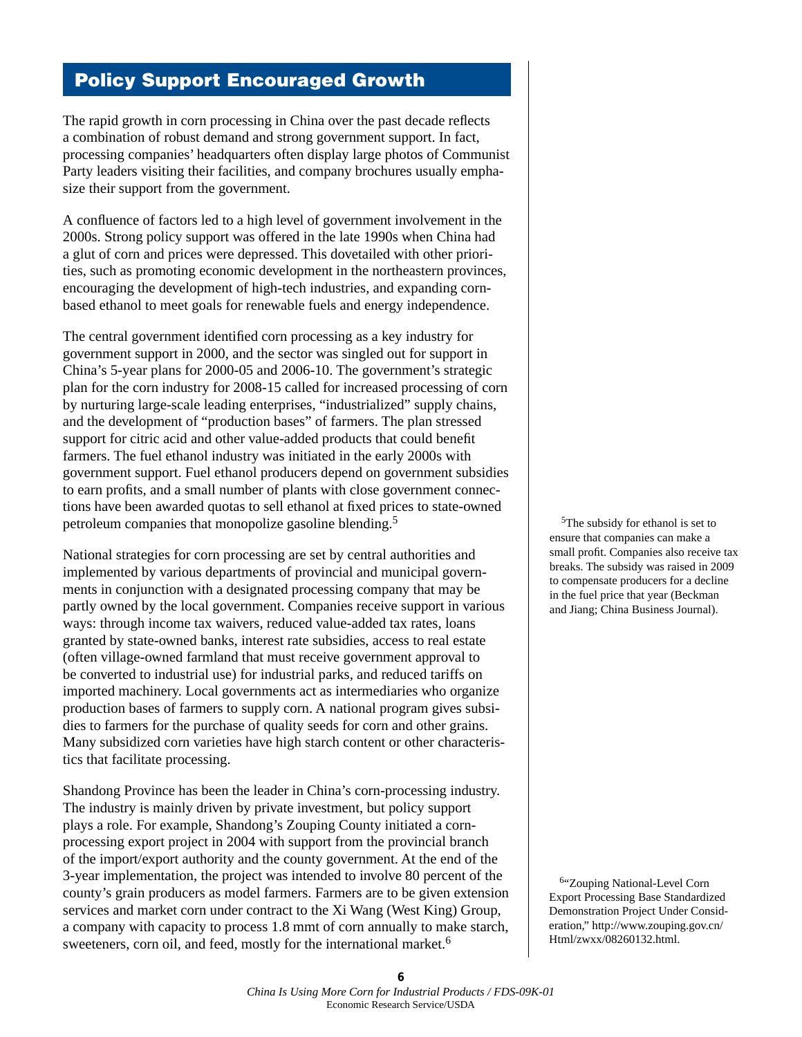## Policy Support Encouraged Growth

The rapid growth in corn processing in China over the past decade reflects a combination of robust demand and strong government support. In fact, processing companies' headquarters often display large photos of Communist Party leaders visiting their facilities, and company brochures usually emphasize their support from the government.

A confluence of factors led to a high level of government involvement in the 2000s. Strong policy support was offered in the late 1990s when China had a glut of corn and prices were depressed. This dovetailed with other priorities, such as promoting economic development in the northeastern provinces, encouraging the development of high-tech industries, and expanding corn-based ethanol to meet goals for renewable fuels and energy independence.

The central government identified corn processing as a key industry for government support in 2000, and the sector was singled out for support in China's 5-year plans for 2000-05 and 2006-10. The government's strategic plan for the corn industry for 2008-15 called for increased processing of corn by nurturing large-scale leading enterprises, "industrialized" supply chains, and the development of "production bases" of farmers. The plan stressed support for citric acid and other value-added products that could benefit farmers. The fuel ethanol industry was initiated in the early 2000s with government support. Fuel ethanol producers depend on government subsidies to earn profits, and a small number of plants with close government connections have been awarded quotas to sell ethanol at fixed prices to state-owned petroleum companies that monopolize gasoline blending.[5]

National strategies for corn processing are set by central authorities and implemented by various departments of provincial and municipal governments in conjunction with a designated processing company that may be partly owned by the local government. Companies receive support in various ways: through income tax waivers, reduced value-added tax rates, loans granted by state-owned banks, interest rate subsidies, access to real estate (often village-owned farmland that must receive government approval to be converted to industrial use) for industrial parks, and reduced tariffs on imported machinery. Local governments act as intermediaries who organize production bases of farmers to supply corn. A national program gives subsidies to farmers for the purchase of quality seeds for corn and other grains. Many subsidized corn varieties have high starch content or other characteristics that facilitate processing.

Shandong Province has been the leader in China's corn-processing industry. The industry is mainly driven by private investment, but policy support plays a role. For example, Shandong's Zouping County initiated a corn-processing export project in 2004 with support from the provincial branch of the import/export authority and the county government. At the end of the 3-year implementation, the project was intended to involve 80 percent of the county's grain producers as model farmers. Farmers are to be given extension services and market corn under contract to the Xi Wang (West King) Group, a company with capacity to process 1.8 mmt of corn annually to make starch, sweeteners, corn oil, and feed, mostly for the international market.[6]

[5] The subsidy for ethanol is set to ensure that companies can make a small profit. Companies also receive tax breaks. The subsidy was raised in 2009 to compensate producers for a decline in the fuel price that year (Beckman and Jiang; China Business Journal).

[6] "Zouping National-Level Corn Export Processing Base Standardized Demonstration Project Under Consideration," http://www.zouping.gov.cn/Html/zwxx/08260132.html.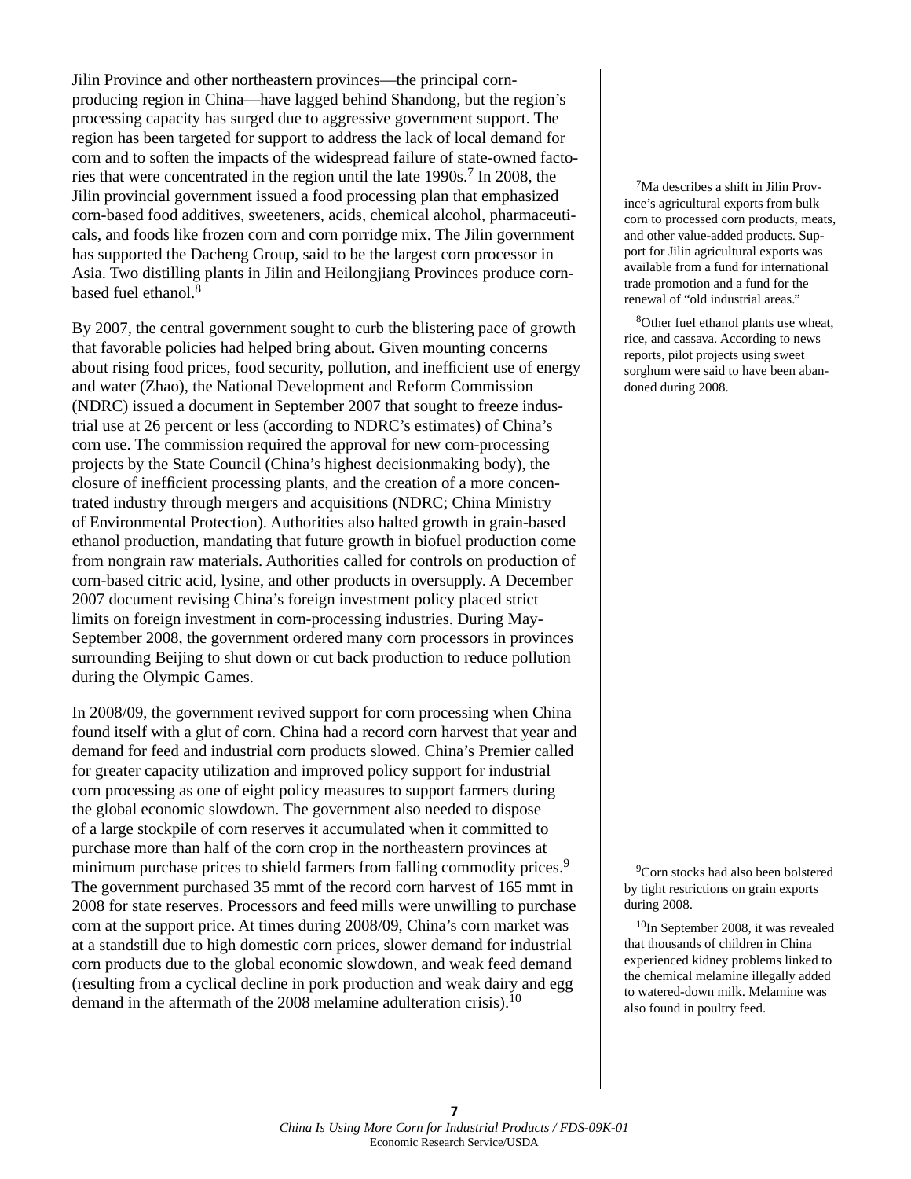Jilin Province and other northeastern provinces—the principal corn-producing region in China—have lagged behind Shandong, but the region's processing capacity has surged due to aggressive government support. The region has been targeted for support to address the lack of local demand for corn and to soften the impacts of the widespread failure of state-owned factories that were concentrated in the region until the late 1990s.[7] In 2008, the Jilin provincial government issued a food processing plan that emphasized corn-based food additives, sweeteners, acids, chemical alcohol, pharmaceuticals, and foods like frozen corn and corn porridge mix. The Jilin government has supported the Dacheng Group, said to be the largest corn processor in Asia. Two distilling plants in Jilin and Heilongjiang Provinces produce corn-based fuel ethanol.[8]

By 2007, the central government sought to curb the blistering pace of growth that favorable policies had helped bring about. Given mounting concerns about rising food prices, food security, pollution, and inefficient use of energy and water (Zhao), the National Development and Reform Commission (NDRC) issued a document in September 2007 that sought to freeze industrial use at 26 percent or less (according to NDRC's estimates) of China's corn use. The commission required the approval for new corn-processing projects by the State Council (China's highest decisionmaking body), the closure of inefficient processing plants, and the creation of a more concentrated industry through mergers and acquisitions (NDRC; China Ministry of Environmental Protection). Authorities also halted growth in grain-based ethanol production, mandating that future growth in biofuel production come from nongrain raw materials. Authorities called for controls on production of corn-based citric acid, lysine, and other products in oversupply. A December 2007 document revising China's foreign investment policy placed strict limits on foreign investment in corn-processing industries. During May-September 2008, the government ordered many corn processors in provinces surrounding Beijing to shut down or cut back production to reduce pollution during the Olympic Games.

In 2008/09, the government revived support for corn processing when China found itself with a glut of corn. China had a record corn harvest that year and demand for feed and industrial corn products slowed. China's Premier called for greater capacity utilization and improved policy support for industrial corn processing as one of eight policy measures to support farmers during the global economic slowdown. The government also needed to dispose of a large stockpile of corn reserves it accumulated when it committed to purchase more than half of the corn crop in the northeastern provinces at minimum purchase prices to shield farmers from falling commodity prices.[9] The government purchased 35 mmt of the record corn harvest of 165 mmt in 2008 for state reserves. Processors and feed mills were unwilling to purchase corn at the support price. At times during 2008/09, China's corn market was at a standstill due to high domestic corn prices, slower demand for industrial corn products due to the global economic slowdown, and weak feed demand (resulting from a cyclical decline in pork production and weak dairy and egg demand in the aftermath of the 2008 melamine adulteration crisis).[10]

[7] Ma describes a shift in Jilin Province's agricultural exports from bulk corn to processed corn products, meats, and other value-added products. Support for Jilin agricultural exports was available from a fund for international trade promotion and a fund for the renewal of "old industrial areas."

[8] Other fuel ethanol plants use wheat, rice, and cassava. According to news reports, pilot projects using sweet sorghum were said to have been abandoned during 2008.

[9] Corn stocks had also been bolstered by tight restrictions on grain exports during 2008.

[10] In September 2008, it was revealed that thousands of children in China experienced kidney problems linked to the chemical melamine illegally added to watered-down milk. Melamine was also found in poultry feed.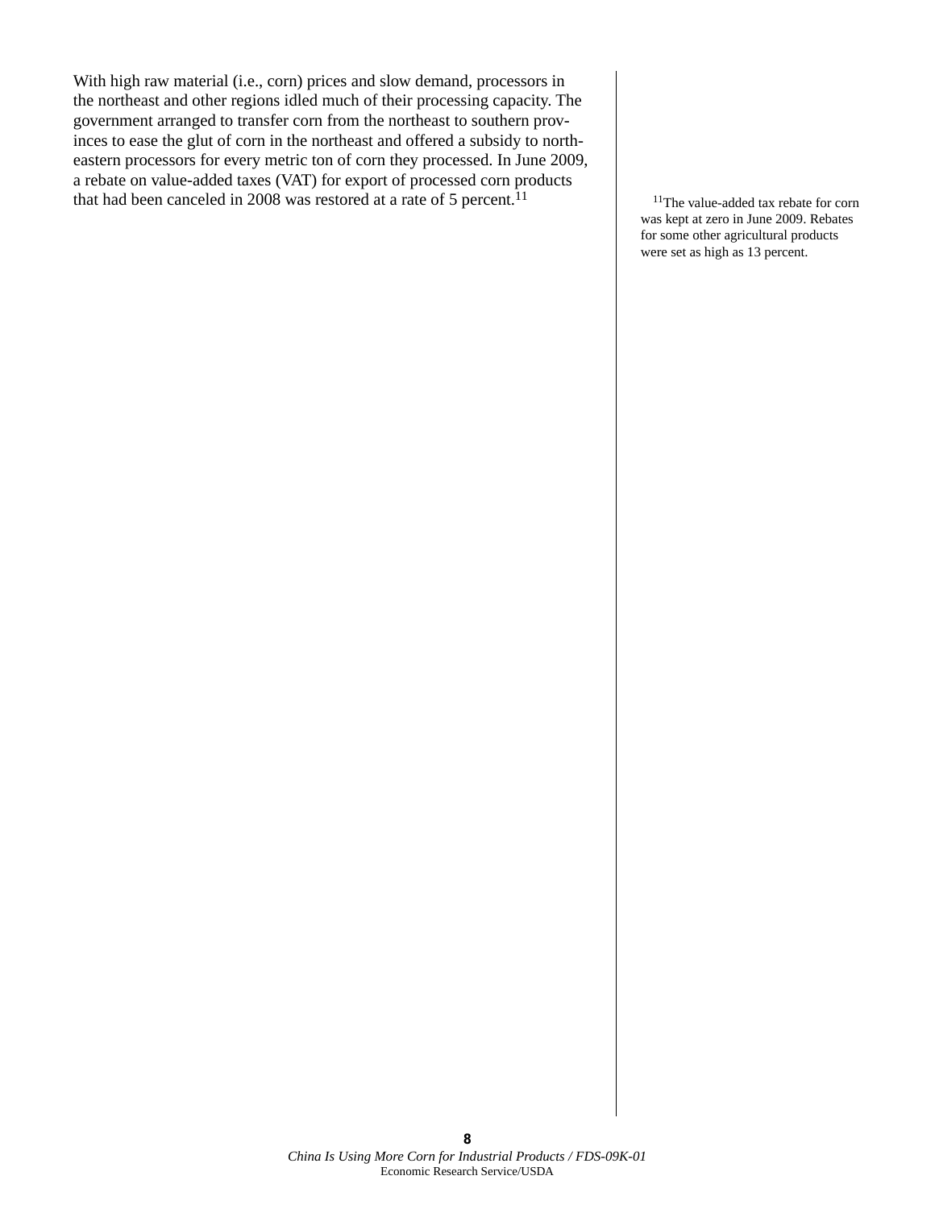With high raw material (i.e., corn) prices and slow demand, processors in the northeast and other regions idled much of their processing capacity. The government arranged to transfer corn from the northeast to southern provinces to ease the glut of corn in the northeast and offered a subsidy to northeastern processors for every metric ton of corn they processed. In June 2009, a rebate on value-added taxes (VAT) for export of processed corn products that had been canceled in 2008 was restored at a rate of 5 percent.[11]

[11]The value-added tax rebate for corn was kept at zero in June 2009. Rebates for some other agricultural products were set as high as 13 percent.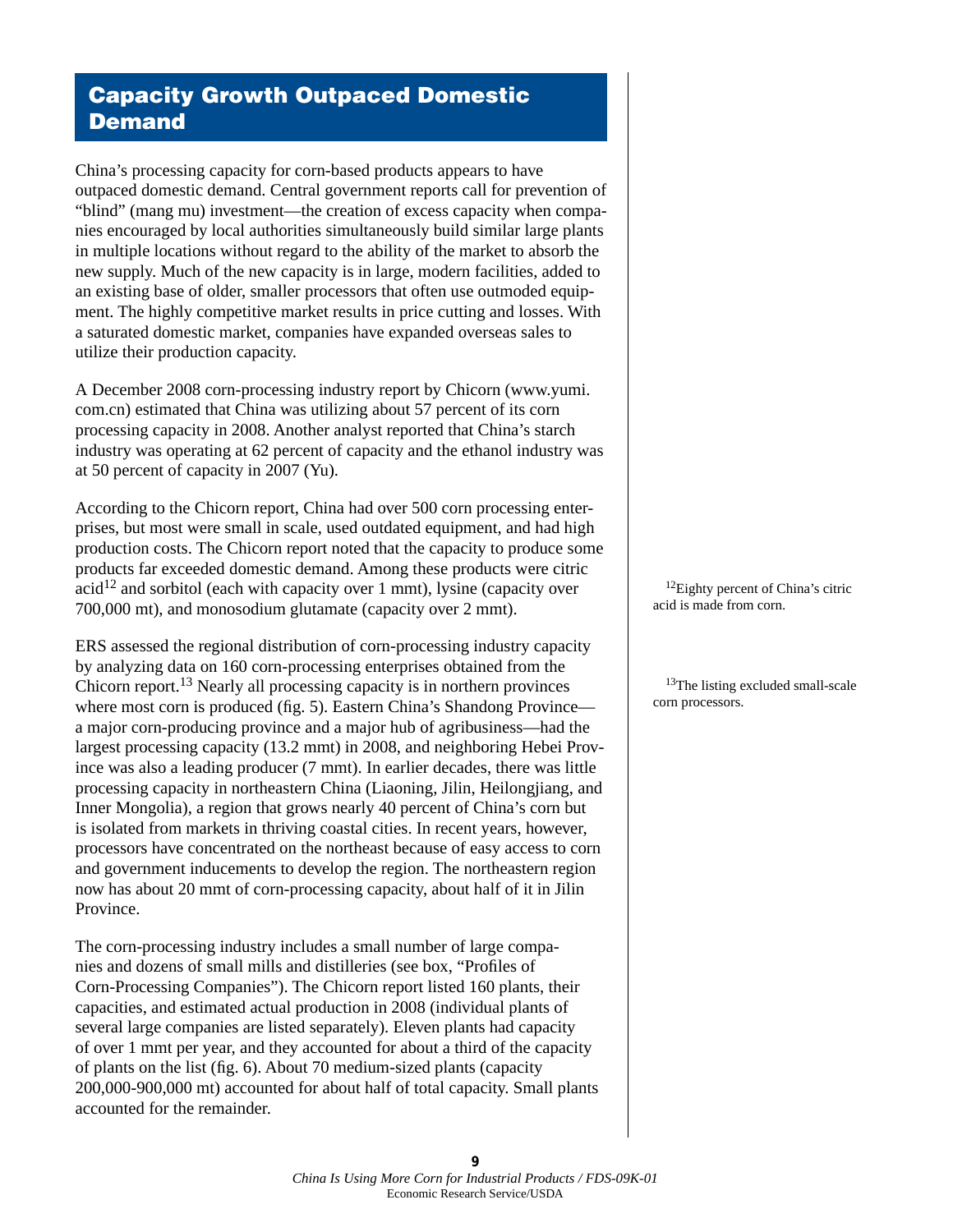## Capacity Growth Outpaced Domestic Demand

China's processing capacity for corn-based products appears to have outpaced domestic demand. Central government reports call for prevention of "blind" (mang mu) investment—the creation of excess capacity when companies encouraged by local authorities simultaneously build similar large plants in multiple locations without regard to the ability of the market to absorb the new supply. Much of the new capacity is in large, modern facilities, added to an existing base of older, smaller processors that often use outmoded equipment. The highly competitive market results in price cutting and losses. With a saturated domestic market, companies have expanded overseas sales to utilize their production capacity.

A December 2008 corn-processing industry report by Chicorn (www.yumi.com.cn) estimated that China was utilizing about 57 percent of its corn processing capacity in 2008. Another analyst reported that China's starch industry was operating at 62 percent of capacity and the ethanol industry was at 50 percent of capacity in 2007 (Yu).

According to the Chicorn report, China had over 500 corn processing enterprises, but most were small in scale, used outdated equipment, and had high production costs. The Chicorn report noted that the capacity to produce some products far exceeded domestic demand. Among these products were citric acid[12] and sorbitol (each with capacity over 1 mmt), lysine (capacity over 700,000 mt), and monosodium glutamate (capacity over 2 mmt).

ERS assessed the regional distribution of corn-processing industry capacity by analyzing data on 160 corn-processing enterprises obtained from the Chicorn report.[13] Nearly all processing capacity is in northern provinces where most corn is produced (fig. 5). Eastern China's Shandong Province—a major corn-producing province and a major hub of agribusiness—had the largest processing capacity (13.2 mmt) in 2008, and neighboring Hebei Province was also a leading producer (7 mmt). In earlier decades, there was little processing capacity in northeastern China (Liaoning, Jilin, Heilongjiang, and Inner Mongolia), a region that grows nearly 40 percent of China's corn but is isolated from markets in thriving coastal cities. In recent years, however, processors have concentrated on the northeast because of easy access to corn and government inducements to develop the region. The northeastern region now has about 20 mmt of corn-processing capacity, about half of it in Jilin Province.

The corn-processing industry includes a small number of large companies and dozens of small mills and distilleries (see box, "Profiles of Corn-Processing Companies"). The Chicorn report listed 160 plants, their capacities, and estimated actual production in 2008 (individual plants of several large companies are listed separately). Eleven plants had capacity of over 1 mmt per year, and they accounted for about a third of the capacity of plants on the list (fig. 6). About 70 medium-sized plants (capacity 200,000-900,000 mt) accounted for about half of total capacity. Small plants accounted for the remainder.

[12]Eighty percent of China's citric acid is made from corn.

[13]The listing excluded small-scale corn processors.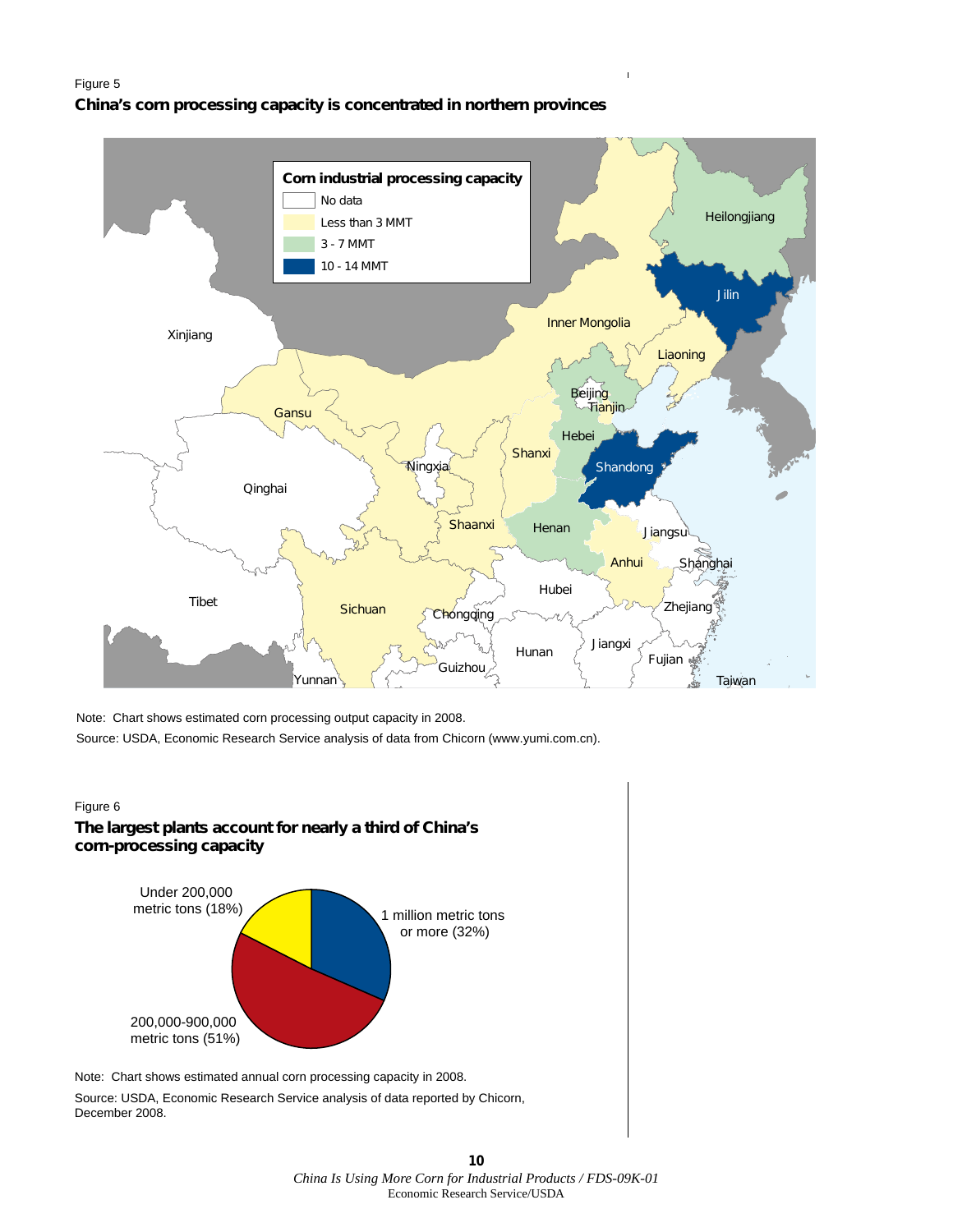Figure 5

**China's corn processing capacity is concentrated in northern provinces**

Note: Chart shows estimated corn processing output capacity in 2008.

Source: USDA, Economic Research Service analysis of data from Chicorn (www.yumi.com.cn).

Figure 6

**The largest plants account for nearly a third of China's corn-processing capacity**

Note: Chart shows estimated annual corn processing capacity in 2008.

Source: USDA, Economic Research Service analysis of data reported by Chicorn, December 2008.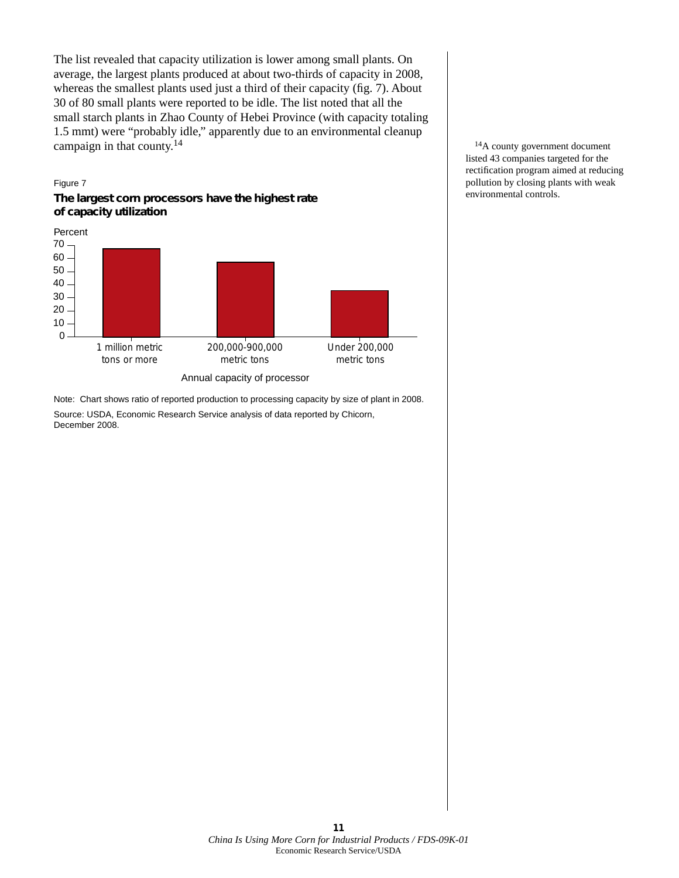The list revealed that capacity utilization is lower among small plants. On average, the largest plants produced at about two-thirds of capacity in 2008, whereas the smallest plants used just a third of their capacity (fig. 7). About 30 of 80 small plants were reported to be idle. The list noted that all the small starch plants in Zhao County of Hebei Province (with capacity totaling 1.5 mmt) were "probably idle," apparently due to an environmental cleanup campaign in that county.[14]

Figure 7

**The largest corn processors have the highest rate of capacity utilization**

Percent

| Annual capacity of processor | Percent |
|---|---|
| 1 million metric tons or more | ~67 |
| 200,000-900,000 metric tons | ~57 |
| Under 200,000 metric tons | ~35 |

Note: Chart shows ratio of reported production to processing capacity by size of plant in 2008.

Source: USDA, Economic Research Service analysis of data reported by Chicorn, December 2008.

[14] A county government document listed 43 companies targeted for the rectification program aimed at reducing pollution by closing plants with weak environmental controls.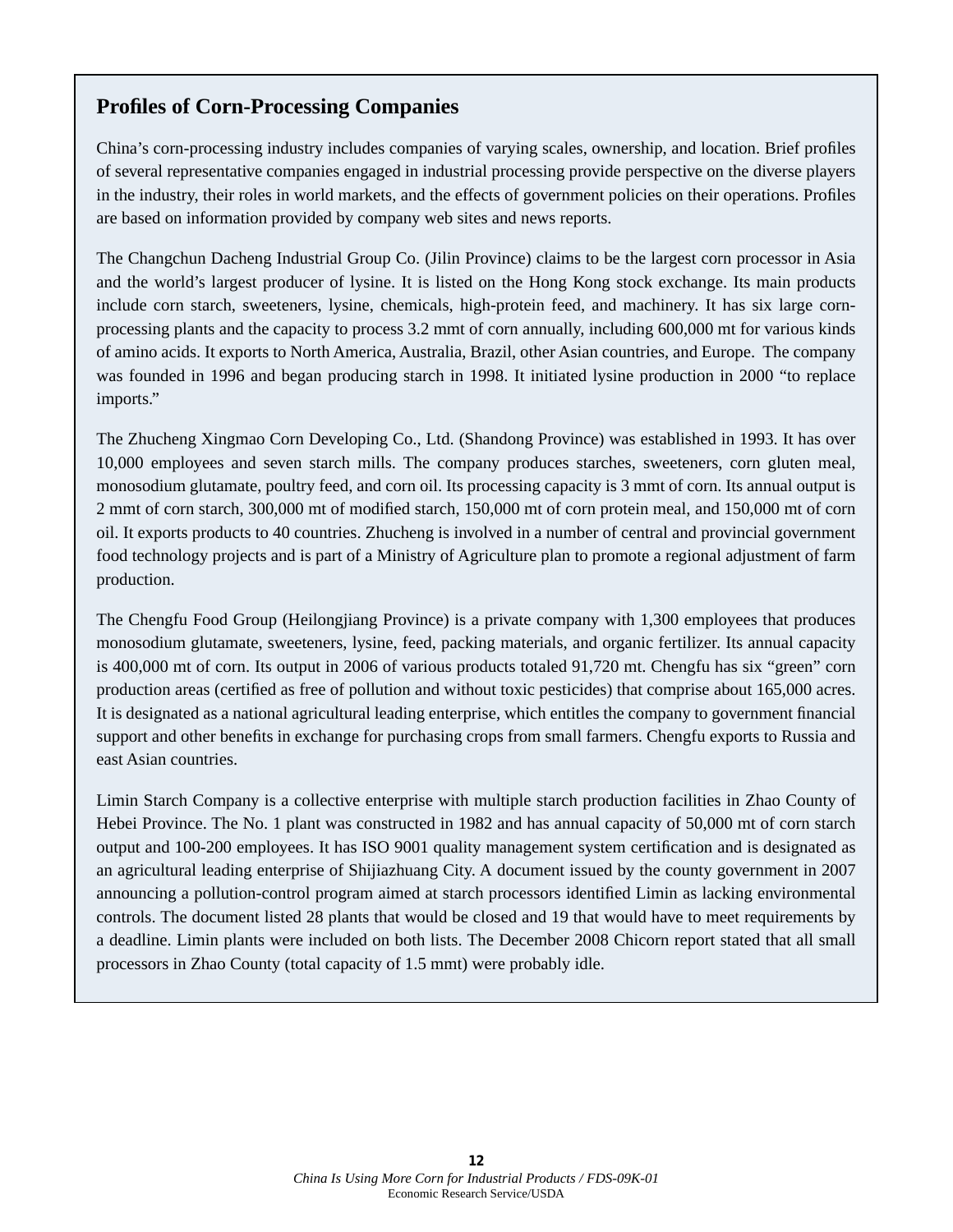## Profiles of Corn-Processing Companies

China's corn-processing industry includes companies of varying scales, ownership, and location. Brief profiles of several representative companies engaged in industrial processing provide perspective on the diverse players in the industry, their roles in world markets, and the effects of government policies on their operations. Profiles are based on information provided by company web sites and news reports.

The Changchun Dacheng Industrial Group Co. (Jilin Province) claims to be the largest corn processor in Asia and the world's largest producer of lysine. It is listed on the Hong Kong stock exchange. Its main products include corn starch, sweeteners, lysine, chemicals, high-protein feed, and machinery. It has six large corn-processing plants and the capacity to process 3.2 mmt of corn annually, including 600,000 mt for various kinds of amino acids. It exports to North America, Australia, Brazil, other Asian countries, and Europe. The company was founded in 1996 and began producing starch in 1998. It initiated lysine production in 2000 "to replace imports."

The Zhucheng Xingmao Corn Developing Co., Ltd. (Shandong Province) was established in 1993. It has over 10,000 employees and seven starch mills. The company produces starches, sweeteners, corn gluten meal, monosodium glutamate, poultry feed, and corn oil. Its processing capacity is 3 mmt of corn. Its annual output is 2 mmt of corn starch, 300,000 mt of modified starch, 150,000 mt of corn protein meal, and 150,000 mt of corn oil. It exports products to 40 countries. Zhucheng is involved in a number of central and provincial government food technology projects and is part of a Ministry of Agriculture plan to promote a regional adjustment of farm production.

The Chengfu Food Group (Heilongjiang Province) is a private company with 1,300 employees that produces monosodium glutamate, sweeteners, lysine, feed, packing materials, and organic fertilizer. Its annual capacity is 400,000 mt of corn. Its output in 2006 of various products totaled 91,720 mt. Chengfu has six "green" corn production areas (certified as free of pollution and without toxic pesticides) that comprise about 165,000 acres. It is designated as a national agricultural leading enterprise, which entitles the company to government financial support and other benefits in exchange for purchasing crops from small farmers. Chengfu exports to Russia and east Asian countries.

Limin Starch Company is a collective enterprise with multiple starch production facilities in Zhao County of Hebei Province. The No. 1 plant was constructed in 1982 and has annual capacity of 50,000 mt of corn starch output and 100-200 employees. It has ISO 9001 quality management system certification and is designated as an agricultural leading enterprise of Shijiazhuang City. A document issued by the county government in 2007 announcing a pollution-control program aimed at starch processors identified Limin as lacking environmental controls. The document listed 28 plants that would be closed and 19 that would have to meet requirements by a deadline. Limin plants were included on both lists. The December 2008 Chicorn report stated that all small processors in Zhao County (total capacity of 1.5 mmt) were probably idle.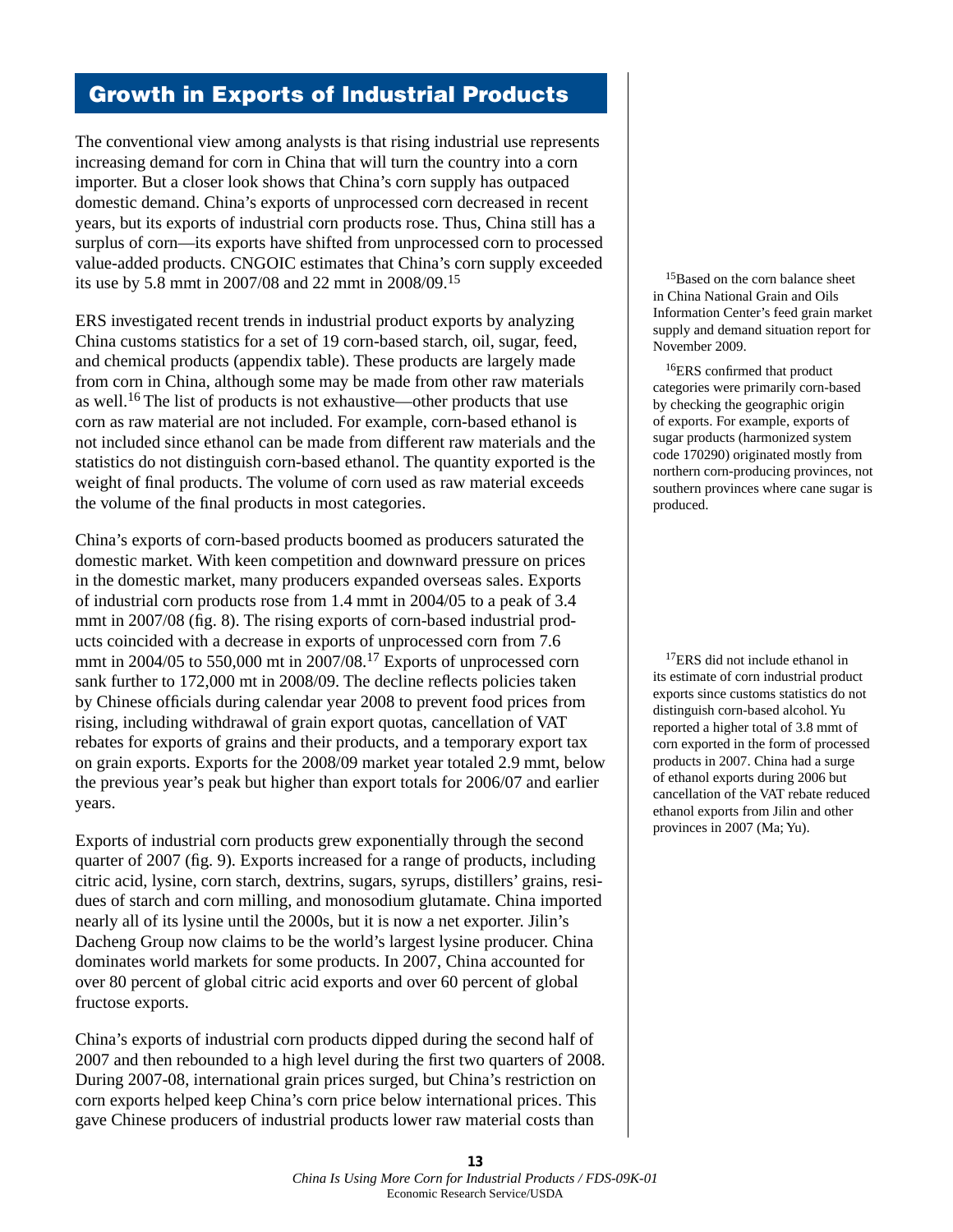## Growth in Exports of Industrial Products

The conventional view among analysts is that rising industrial use represents increasing demand for corn in China that will turn the country into a corn importer. But a closer look shows that China's corn supply has outpaced domestic demand. China's exports of unprocessed corn decreased in recent years, but its exports of industrial corn products rose. Thus, China still has a surplus of corn—its exports have shifted from unprocessed corn to processed value-added products. CNGOIC estimates that China's corn supply exceeded its use by 5.8 mmt in 2007/08 and 22 mmt in 2008/09.[15]

ERS investigated recent trends in industrial product exports by analyzing China customs statistics for a set of 19 corn-based starch, oil, sugar, feed, and chemical products (appendix table). These products are largely made from corn in China, although some may be made from other raw materials as well.[16] The list of products is not exhaustive—other products that use corn as raw material are not included. For example, corn-based ethanol is not included since ethanol can be made from different raw materials and the statistics do not distinguish corn-based ethanol. The quantity exported is the weight of final products. The volume of corn used as raw material exceeds the volume of the final products in most categories.

China's exports of corn-based products boomed as producers saturated the domestic market. With keen competition and downward pressure on prices in the domestic market, many producers expanded overseas sales. Exports of industrial corn products rose from 1.4 mmt in 2004/05 to a peak of 3.4 mmt in 2007/08 (fig. 8). The rising exports of corn-based industrial products coincided with a decrease in exports of unprocessed corn from 7.6 mmt in 2004/05 to 550,000 mt in 2007/08.[17] Exports of unprocessed corn sank further to 172,000 mt in 2008/09. The decline reflects policies taken by Chinese officials during calendar year 2008 to prevent food prices from rising, including withdrawal of grain export quotas, cancellation of VAT rebates for exports of grains and their products, and a temporary export tax on grain exports. Exports for the 2008/09 market year totaled 2.9 mmt, below the previous year's peak but higher than export totals for 2006/07 and earlier years.

Exports of industrial corn products grew exponentially through the second quarter of 2007 (fig. 9). Exports increased for a range of products, including citric acid, lysine, corn starch, dextrins, sugars, syrups, distillers' grains, residues of starch and corn milling, and monosodium glutamate. China imported nearly all of its lysine until the 2000s, but it is now a net exporter. Jilin's Dacheng Group now claims to be the world's largest lysine producer. China dominates world markets for some products. In 2007, China accounted for over 80 percent of global citric acid exports and over 60 percent of global fructose exports.

China's exports of industrial corn products dipped during the second half of 2007 and then rebounded to a high level during the first two quarters of 2008. During 2007-08, international grain prices surged, but China's restriction on corn exports helped keep China's corn price below international prices. This gave Chinese producers of industrial products lower raw material costs than

[15]Based on the corn balance sheet in China National Grain and Oils Information Center's feed grain market supply and demand situation report for November 2009.

[16]ERS confirmed that product categories were primarily corn-based by checking the geographic origin of exports. For example, exports of sugar products (harmonized system code 170290) originated mostly from northern corn-producing provinces, not southern provinces where cane sugar is produced.

[17]ERS did not include ethanol in its estimate of corn industrial product exports since customs statistics do not distinguish corn-based alcohol. Yu reported a higher total of 3.8 mmt of corn exported in the form of processed products in 2007. China had a surge of ethanol exports during 2006 but cancellation of the VAT rebate reduced ethanol exports from Jilin and other provinces in 2007 (Ma; Yu).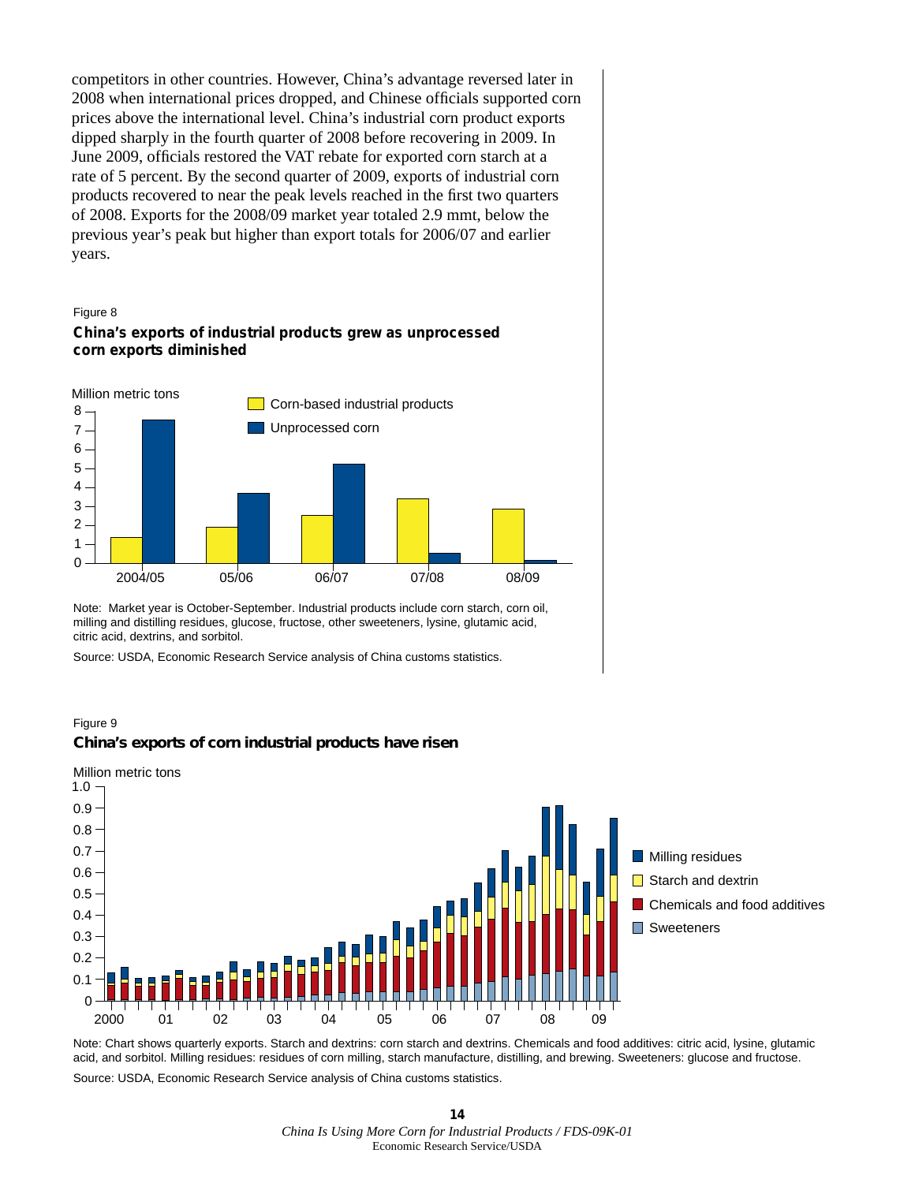competitors in other countries. However, China's advantage reversed later in 2008 when international prices dropped, and Chinese officials supported corn prices above the international level. China's industrial corn product exports dipped sharply in the fourth quarter of 2008 before recovering in 2009. In June 2009, officials restored the VAT rebate for exported corn starch at a rate of 5 percent. By the second quarter of 2009, exports of industrial corn products recovered to near the peak levels reached in the first two quarters of 2008. Exports for the 2008/09 market year totaled 2.9 mmt, below the previous year's peak but higher than export totals for 2006/07 and earlier years.

Figure 8

**China's exports of industrial products grew as unprocessed corn exports diminished**

Note: Market year is October-September. Industrial products include corn starch, corn oil, milling and distilling residues, glucose, fructose, other sweeteners, lysine, glutamic acid, citric acid, dextrins, and sorbitol.

Source: USDA, Economic Research Service analysis of China customs statistics.

Figure 9

**China's exports of corn industrial products have risen**

Note: Chart shows quarterly exports. Starch and dextrins: corn starch and dextrins. Chemicals and food additives: citric acid, lysine, glutamic acid, and sorbitol. Milling residues: residues of corn milling, starch manufacture, distilling, and brewing. Sweeteners: glucose and fructose.

Source: USDA, Economic Research Service analysis of China customs statistics.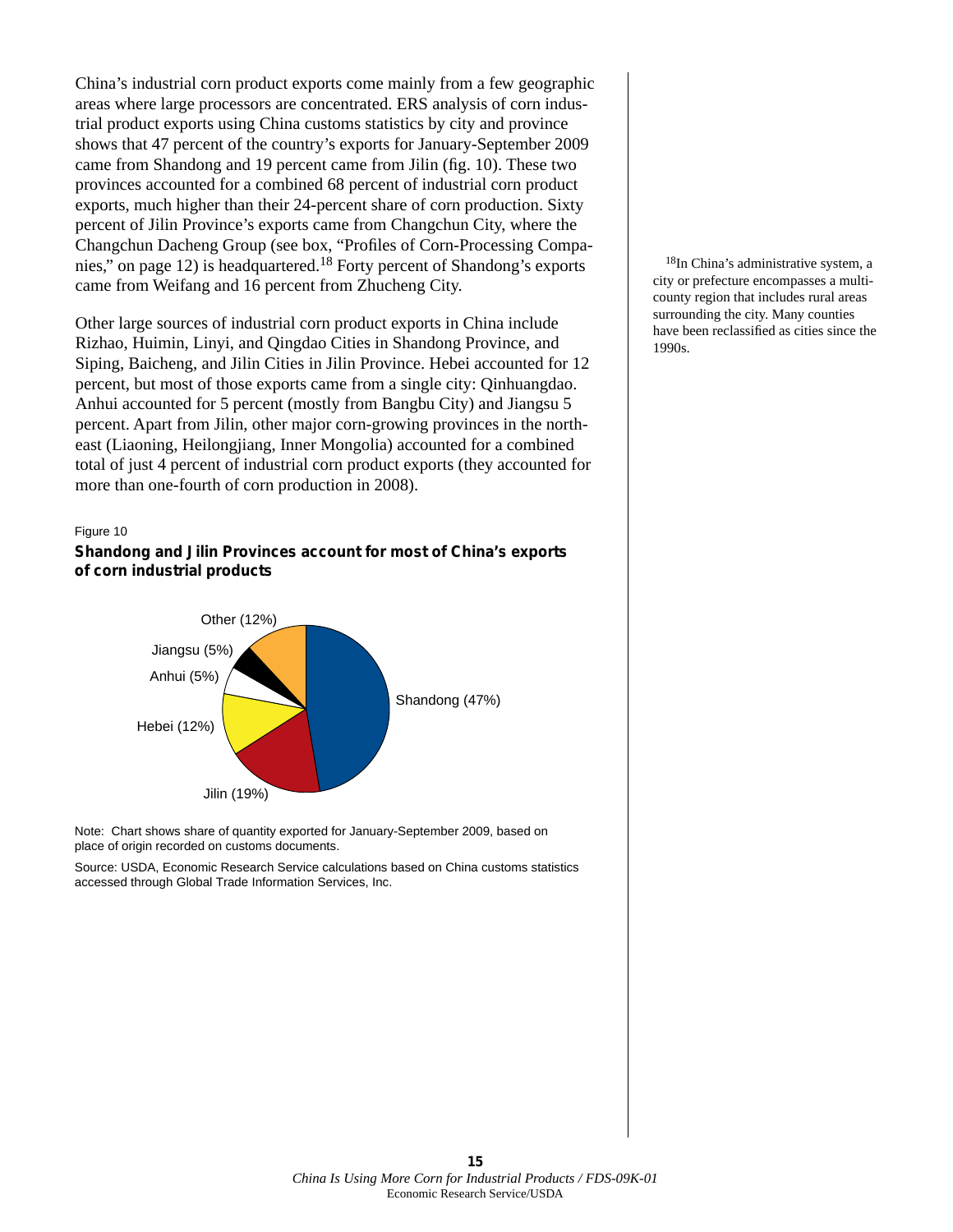China's industrial corn product exports come mainly from a few geographic areas where large processors are concentrated. ERS analysis of corn industrial product exports using China customs statistics by city and province shows that 47 percent of the country's exports for January-September 2009 came from Shandong and 19 percent came from Jilin (fig. 10). These two provinces accounted for a combined 68 percent of industrial corn product exports, much higher than their 24-percent share of corn production. Sixty percent of Jilin Province's exports came from Changchun City, where the Changchun Dacheng Group (see box, "Profiles of Corn-Processing Companies," on page 12) is headquartered.[18] Forty percent of Shandong's exports came from Weifang and 16 percent from Zhucheng City.

Other large sources of industrial corn product exports in China include Rizhao, Huimin, Linyi, and Qingdao Cities in Shandong Province, and Siping, Baicheng, and Jilin Cities in Jilin Province. Hebei accounted for 12 percent, but most of those exports came from a single city: Qinhuangdao. Anhui accounted for 5 percent (mostly from Bangbu City) and Jiangsu 5 percent. Apart from Jilin, other major corn-growing provinces in the northeast (Liaoning, Heilongjiang, Inner Mongolia) accounted for a combined total of just 4 percent of industrial corn product exports (they accounted for more than one-fourth of corn production in 2008).

[18]In China's administrative system, a city or prefecture encompasses a multi-county region that includes rural areas surrounding the city. Many counties have been reclassified as cities since the 1990s.

Figure 10

**Shandong and Jilin Provinces account for most of China's exports of corn industrial products**

| Province | Share |
|---|---|
| Shandong | 47% |
| Jilin | 19% |
| Hebei | 12% |
| Anhui | 5% |
| Jiangsu | 5% |
| Other | 12% |

Note: Chart shows share of quantity exported for January-September 2009, based on place of origin recorded on customs documents.

Source: USDA, Economic Research Service calculations based on China customs statistics accessed through Global Trade Information Services, Inc.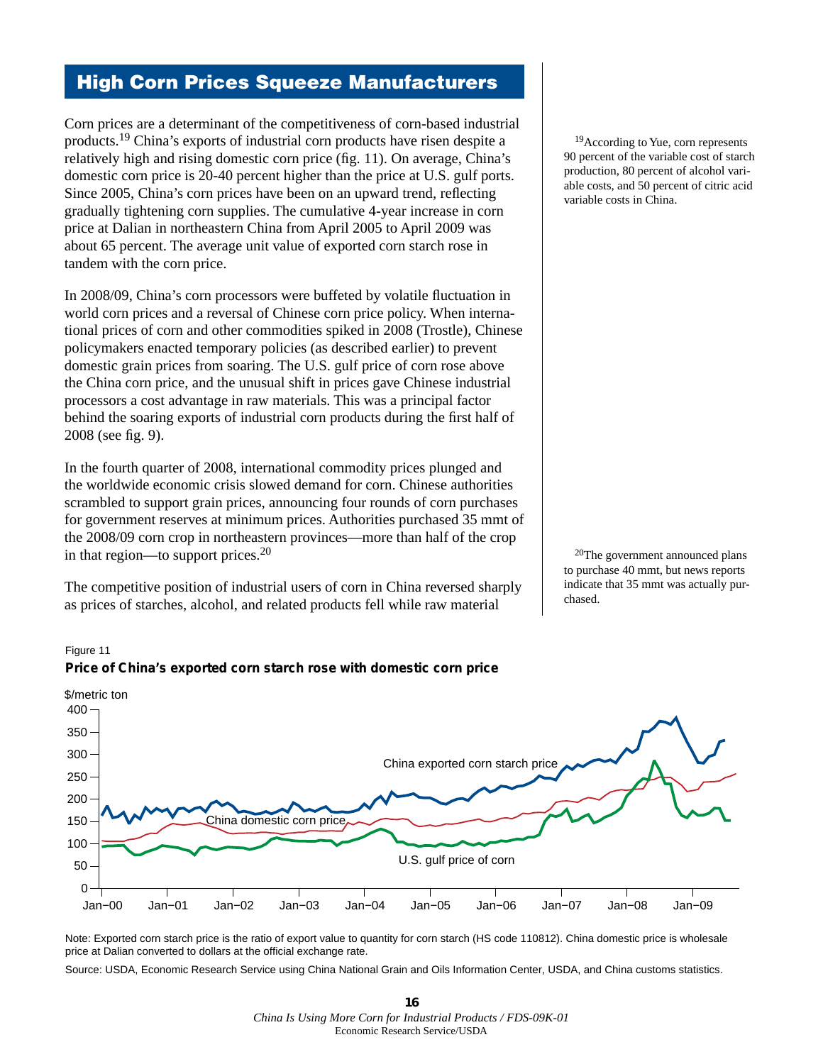## High Corn Prices Squeeze Manufacturers

Corn prices are a determinant of the competitiveness of corn-based industrial products.[19] China's exports of industrial corn products have risen despite a relatively high and rising domestic corn price (fig. 11). On average, China's domestic corn price is 20-40 percent higher than the price at U.S. gulf ports. Since 2005, China's corn prices have been on an upward trend, reflecting gradually tightening corn supplies. The cumulative 4-year increase in corn price at Dalian in northeastern China from April 2005 to April 2009 was about 65 percent. The average unit value of exported corn starch rose in tandem with the corn price.

In 2008/09, China's corn processors were buffeted by volatile fluctuation in world corn prices and a reversal of Chinese corn price policy. When international prices of corn and other commodities spiked in 2008 (Trostle), Chinese policymakers enacted temporary policies (as described earlier) to prevent domestic grain prices from soaring. The U.S. gulf price of corn rose above the China corn price, and the unusual shift in prices gave Chinese industrial processors a cost advantage in raw materials. This was a principal factor behind the soaring exports of industrial corn products during the first half of 2008 (see fig. 9).

In the fourth quarter of 2008, international commodity prices plunged and the worldwide economic crisis slowed demand for corn. Chinese authorities scrambled to support grain prices, announcing four rounds of corn purchases for government reserves at minimum prices. Authorities purchased 35 mmt of the 2008/09 corn crop in northeastern provinces—more than half of the crop in that region—to support prices.[20]

The competitive position of industrial users of corn in China reversed sharply as prices of starches, alcohol, and related products fell while raw material

[19]According to Yue, corn represents 90 percent of the variable cost of starch production, 80 percent of alcohol variable costs, and 50 percent of citric acid variable costs in China.

[20]The government announced plans to purchase 40 mmt, but news reports indicate that 35 mmt was actually purchased.

Figure 11

**Price of China's exported corn starch rose with domestic corn price**

Note: Exported corn starch price is the ratio of export value to quantity for corn starch (HS code 110812). China domestic price is wholesale price at Dalian converted to dollars at the official exchange rate.

Source: USDA, Economic Research Service using China National Grain and Oils Information Center, USDA, and China customs statistics.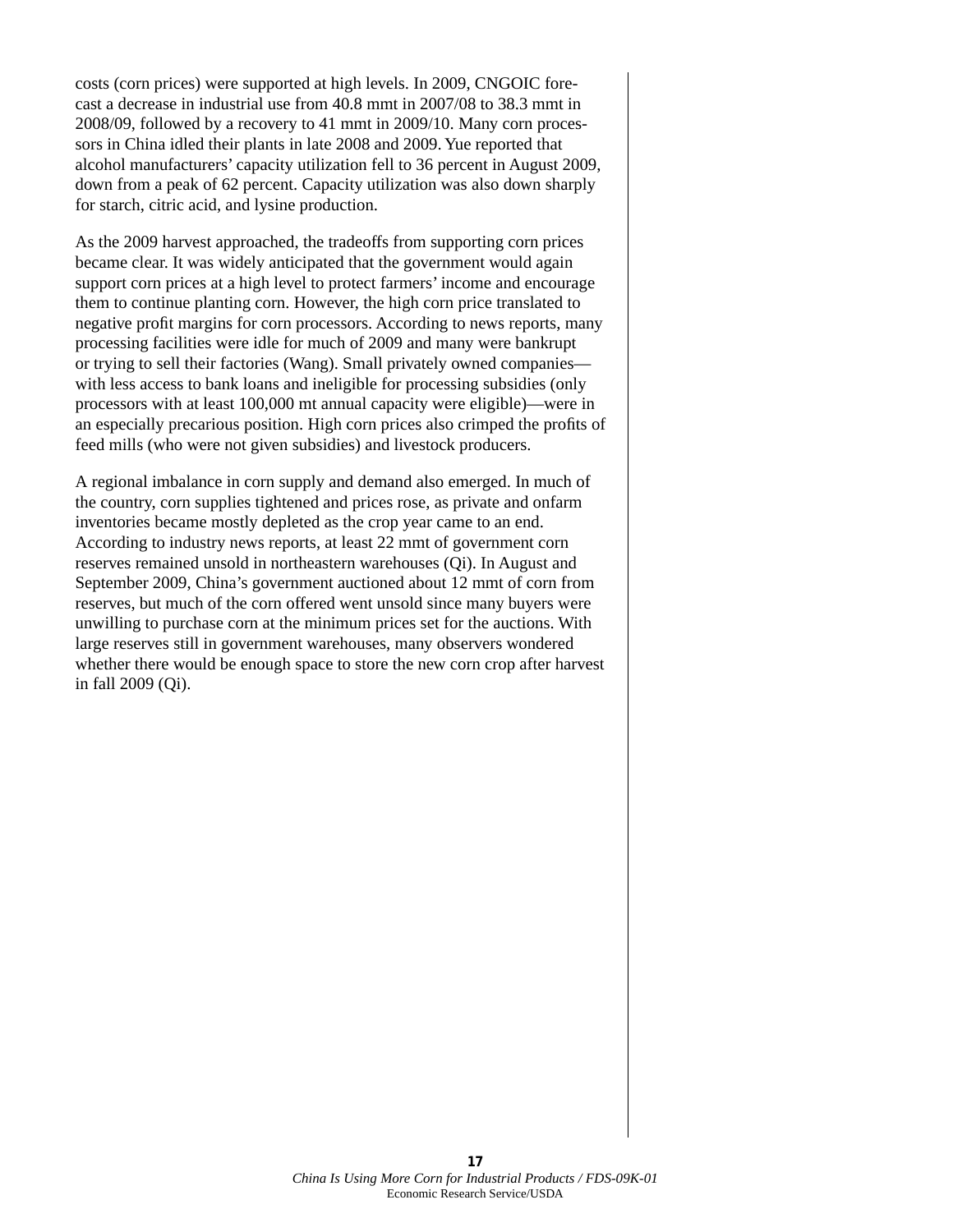costs (corn prices) were supported at high levels. In 2009, CNGOIC forecast a decrease in industrial use from 40.8 mmt in 2007/08 to 38.3 mmt in 2008/09, followed by a recovery to 41 mmt in 2009/10. Many corn processors in China idled their plants in late 2008 and 2009. Yue reported that alcohol manufacturers' capacity utilization fell to 36 percent in August 2009, down from a peak of 62 percent. Capacity utilization was also down sharply for starch, citric acid, and lysine production.

As the 2009 harvest approached, the tradeoffs from supporting corn prices became clear. It was widely anticipated that the government would again support corn prices at a high level to protect farmers' income and encourage them to continue planting corn. However, the high corn price translated to negative profit margins for corn processors. According to news reports, many processing facilities were idle for much of 2009 and many were bankrupt or trying to sell their factories (Wang). Small privately owned companies—with less access to bank loans and ineligible for processing subsidies (only processors with at least 100,000 mt annual capacity were eligible)—were in an especially precarious position. High corn prices also crimped the profits of feed mills (who were not given subsidies) and livestock producers.

A regional imbalance in corn supply and demand also emerged. In much of the country, corn supplies tightened and prices rose, as private and onfarm inventories became mostly depleted as the crop year came to an end. According to industry news reports, at least 22 mmt of government corn reserves remained unsold in northeastern warehouses (Qi). In August and September 2009, China's government auctioned about 12 mmt of corn from reserves, but much of the corn offered went unsold since many buyers were unwilling to purchase corn at the minimum prices set for the auctions. With large reserves still in government warehouses, many observers wondered whether there would be enough space to store the new corn crop after harvest in fall 2009 (Qi).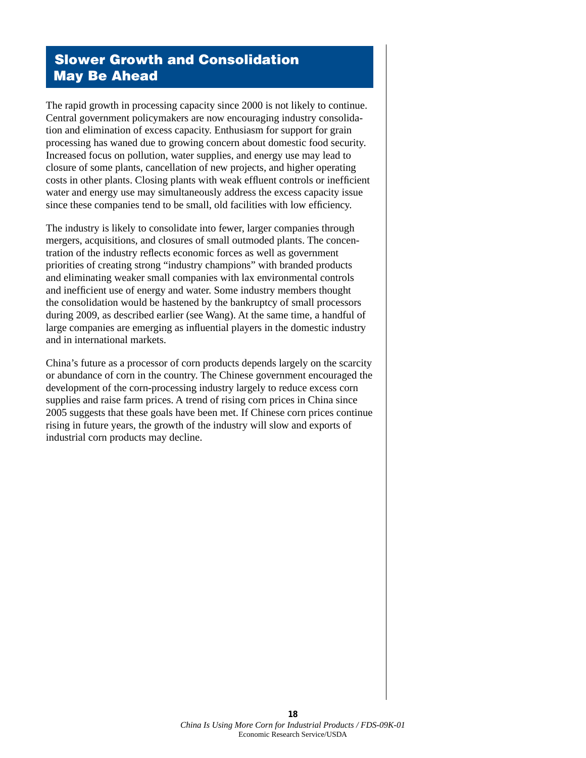## Slower Growth and Consolidation May Be Ahead

The rapid growth in processing capacity since 2000 is not likely to continue. Central government policymakers are now encouraging industry consolidation and elimination of excess capacity. Enthusiasm for support for grain processing has waned due to growing concern about domestic food security. Increased focus on pollution, water supplies, and energy use may lead to closure of some plants, cancellation of new projects, and higher operating costs in other plants. Closing plants with weak effluent controls or inefficient water and energy use may simultaneously address the excess capacity issue since these companies tend to be small, old facilities with low efficiency.

The industry is likely to consolidate into fewer, larger companies through mergers, acquisitions, and closures of small outmoded plants. The concentration of the industry reflects economic forces as well as government priorities of creating strong "industry champions" with branded products and eliminating weaker small companies with lax environmental controls and inefficient use of energy and water. Some industry members thought the consolidation would be hastened by the bankruptcy of small processors during 2009, as described earlier (see Wang). At the same time, a handful of large companies are emerging as influential players in the domestic industry and in international markets.

China's future as a processor of corn products depends largely on the scarcity or abundance of corn in the country. The Chinese government encouraged the development of the corn-processing industry largely to reduce excess corn supplies and raise farm prices. A trend of rising corn prices in China since 2005 suggests that these goals have been met. If Chinese corn prices continue rising in future years, the growth of the industry will slow and exports of industrial corn products may decline.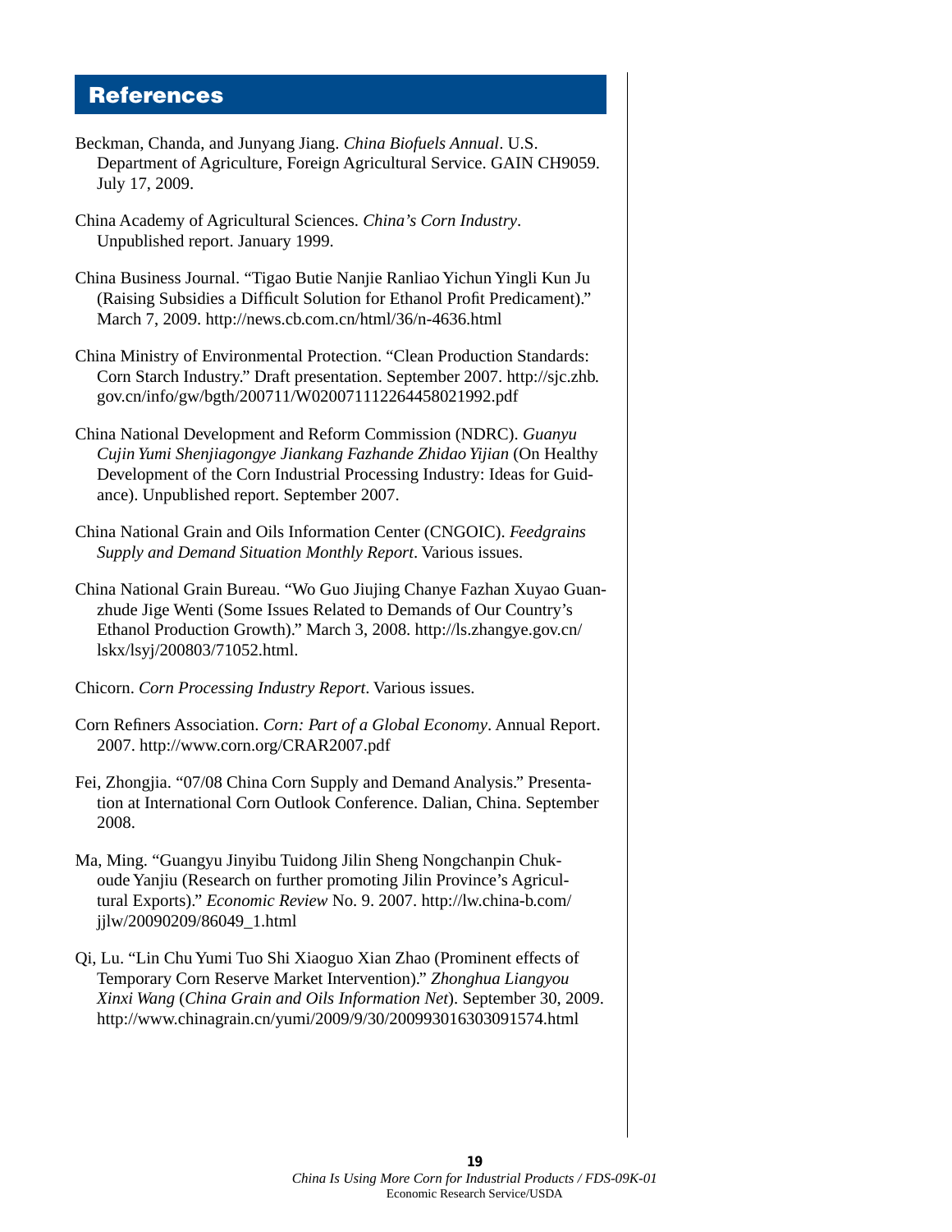## References

Beckman, Chanda, and Junyang Jiang. *China Biofuels Annual*. U.S. Department of Agriculture, Foreign Agricultural Service. GAIN CH9059. July 17, 2009.

China Academy of Agricultural Sciences. *China's Corn Industry*. Unpublished report. January 1999.

China Business Journal. "Tigao Butie Nanjie Ranliao Yichun Yingli Kun Ju (Raising Subsidies a Difficult Solution for Ethanol Profit Predicament)." March 7, 2009. http://news.cb.com.cn/html/36/n-4636.html

China Ministry of Environmental Protection. "Clean Production Standards: Corn Starch Industry." Draft presentation. September 2007. http://sjc.zhb.gov.cn/info/gw/bgth/200711/W020071112264458021992.pdf

China National Development and Reform Commission (NDRC). *Guanyu Cujin Yumi Shenjiagongye Jiankang Fazhande Zhidao Yijian* (On Healthy Development of the Corn Industrial Processing Industry: Ideas for Guidance). Unpublished report. September 2007.

China National Grain and Oils Information Center (CNGOIC). *Feedgrains Supply and Demand Situation Monthly Report*. Various issues.

China National Grain Bureau. "Wo Guo Jiujing Chanye Fazhan Xuyao Guanzhude Jige Wenti (Some Issues Related to Demands of Our Country's Ethanol Production Growth)." March 3, 2008. http://ls.zhangye.gov.cn/lskx/lsyj/200803/71052.html.

Chicorn. *Corn Processing Industry Report*. Various issues.

Corn Refiners Association. *Corn: Part of a Global Economy*. Annual Report. 2007. http://www.corn.org/CRAR2007.pdf

Fei, Zhongjia. "07/08 China Corn Supply and Demand Analysis." Presentation at International Corn Outlook Conference. Dalian, China. September 2008.

Ma, Ming. "Guangyu Jinyibu Tuidong Jilin Sheng Nongchanpin Chukoude Yanjiu (Research on further promoting Jilin Province's Agricultural Exports)." *Economic Review* No. 9. 2007. http://lw.china-b.com/jjlw/20090209/86049_1.html

Qi, Lu. "Lin Chu Yumi Tuo Shi Xiaoguo Xian Zhao (Prominent effects of Temporary Corn Reserve Market Intervention)." *Zhonghua Liangyou Xinxi Wang* (*China Grain and Oils Information Net*). September 30, 2009. http://www.chinagrain.cn/yumi/2009/9/30/200993016303091574.html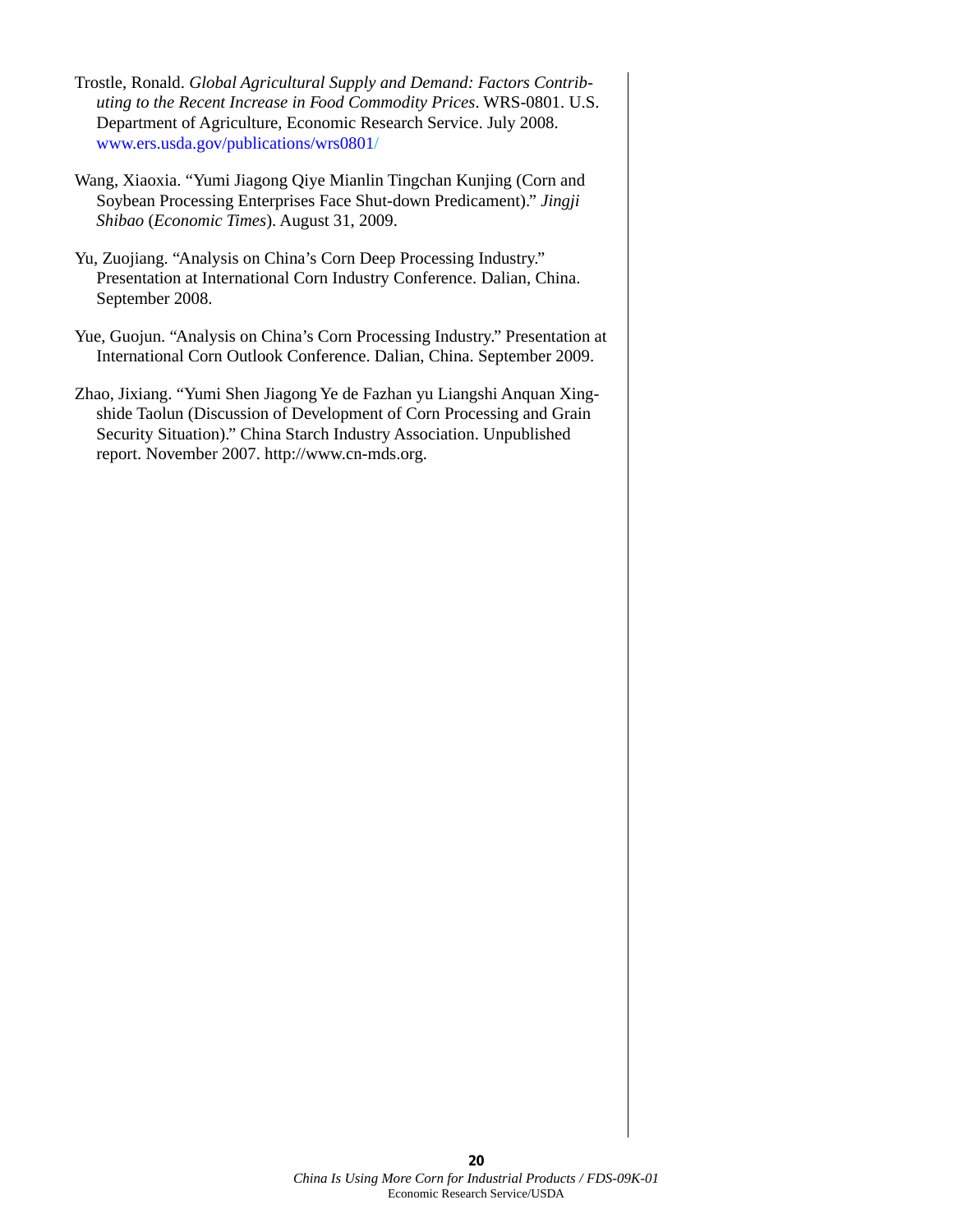Trostle, Ronald. *Global Agricultural Supply and Demand: Factors Contributing to the Recent Increase in Food Commodity Prices*. WRS-0801. U.S. Department of Agriculture, Economic Research Service. July 2008. www.ers.usda.gov/publications/wrs0801/

Wang, Xiaoxia. "Yumi Jiagong Qiye Mianlin Tingchan Kunjing (Corn and Soybean Processing Enterprises Face Shut-down Predicament)." *Jingji Shibao* (*Economic Times*). August 31, 2009.

Yu, Zuojiang. "Analysis on China's Corn Deep Processing Industry." Presentation at International Corn Industry Conference. Dalian, China. September 2008.

Yue, Guojun. "Analysis on China's Corn Processing Industry." Presentation at International Corn Outlook Conference. Dalian, China. September 2009.

Zhao, Jixiang. "Yumi Shen Jiagong Ye de Fazhan yu Liangshi Anquan Xingshide Taolun (Discussion of Development of Corn Processing and Grain Security Situation)." China Starch Industry Association. Unpublished report. November 2007. http://www.cn-mds.org.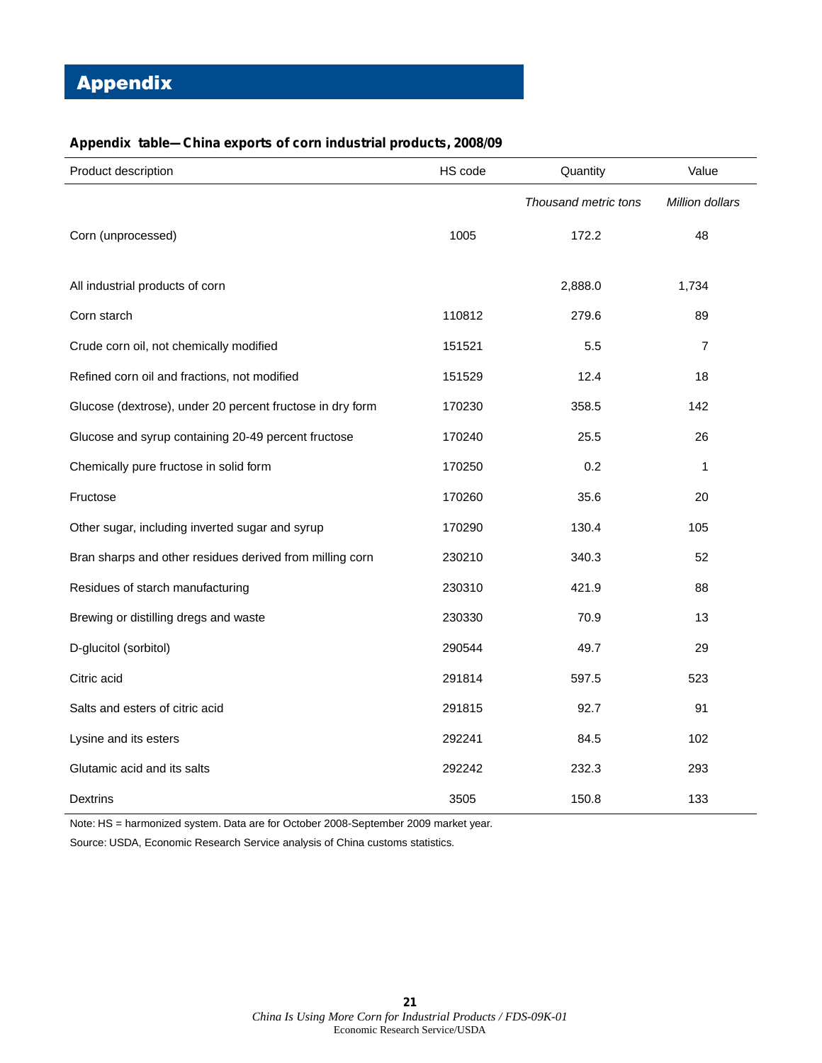# Appendix

**Appendix table—China exports of corn industrial products, 2008/09**

| Product description | HS code | Quantity | Value |
|---|---|---|---|
| | | *Thousand metric tons* | *Million dollars* |
| Corn (unprocessed) | 1005 | 172.2 | 48 |
| All industrial products of corn | | 2,888.0 | 1,734 |
| Corn starch | 110812 | 279.6 | 89 |
| Crude corn oil, not chemically modified | 151521 | 5.5 | 7 |
| Refined corn oil and fractions, not modified | 151529 | 12.4 | 18 |
| Glucose (dextrose), under 20 percent fructose in dry form | 170230 | 358.5 | 142 |
| Glucose and syrup containing 20-49 percent fructose | 170240 | 25.5 | 26 |
| Chemically pure fructose in solid form | 170250 | 0.2 | 1 |
| Fructose | 170260 | 35.6 | 20 |
| Other sugar, including inverted sugar and syrup | 170290 | 130.4 | 105 |
| Bran sharps and other residues derived from milling corn | 230210 | 340.3 | 52 |
| Residues of starch manufacturing | 230310 | 421.9 | 88 |
| Brewing or distilling dregs and waste | 230330 | 70.9 | 13 |
| D-glucitol (sorbitol) | 290544 | 49.7 | 29 |
| Citric acid | 291814 | 597.5 | 523 |
| Salts and esters of citric acid | 291815 | 92.7 | 91 |
| Lysine and its esters | 292241 | 84.5 | 102 |
| Glutamic acid and its salts | 292242 | 232.3 | 293 |
| Dextrins | 3505 | 150.8 | 133 |

Note: HS = harmonized system. Data are for October 2008-September 2009 market year.

Source: USDA, Economic Research Service analysis of China customs statistics.